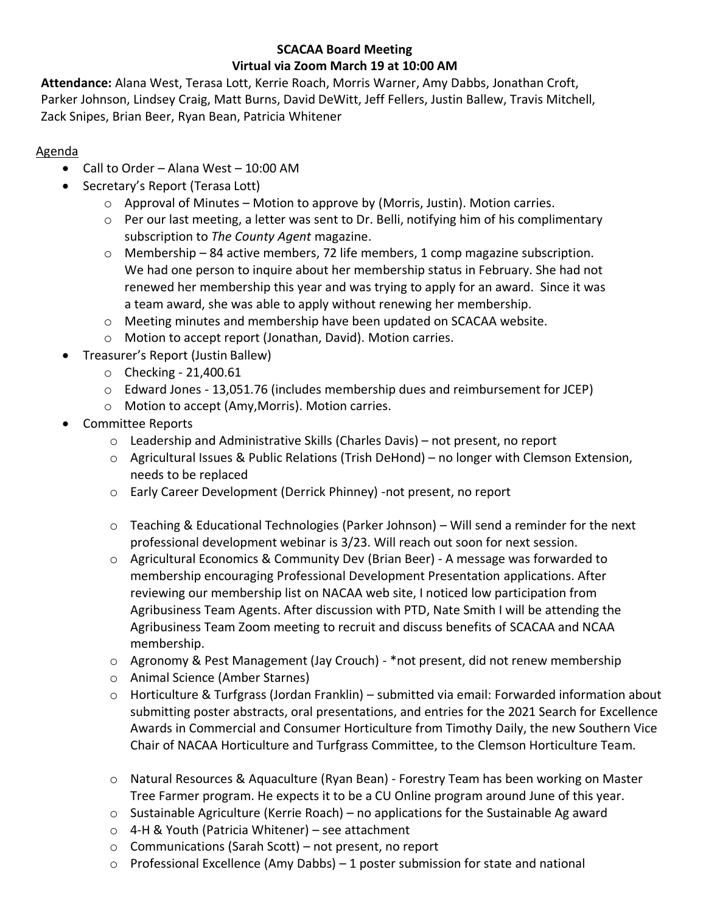**SCACAA Board Meeting**

**Virtual via Zoom March 19 at 10:00 AM**

**Attendance:** Alana West, Terasa Lott, Kerrie Roach, Morris Warner, Amy Dabbs, Jonathan Croft, Parker Johnson, Lindsey Craig, Matt Burns, David DeWitt, Jeff Fellers, Justin Ballew, Travis Mitchell, Zack Snipes, Brian Beer, Ryan Bean, Patricia Whitener

Agenda

- Call to Order – Alana West – 10:00 AM
- Secretary's Report (Terasa Lott)
  - Approval of Minutes – Motion to approve by (Morris, Justin). Motion carries.
  - Per our last meeting, a letter was sent to Dr. Belli, notifying him of his complimentary subscription to *The County Agent* magazine.
  - Membership – 84 active members, 72 life members, 1 comp magazine subscription. We had one person to inquire about her membership status in February. She had not renewed her membership this year and was trying to apply for an award. Since it was a team award, she was able to apply without renewing her membership.
  - Meeting minutes and membership have been updated on SCACAA website.
  - Motion to accept report (Jonathan, David). Motion carries.
- Treasurer's Report (Justin Ballew)
  - Checking - 21,400.61
  - Edward Jones - 13,051.76 (includes membership dues and reimbursement for JCEP)
  - Motion to accept (Amy,Morris). Motion carries.
- Committee Reports
  - Leadership and Administrative Skills (Charles Davis) – not present, no report
  - Agricultural Issues & Public Relations (Trish DeHond) – no longer with Clemson Extension, needs to be replaced
  - Early Career Development (Derrick Phinney) -not present, no report
  - Teaching & Educational Technologies (Parker Johnson) – Will send a reminder for the next professional development webinar is 3/23. Will reach out soon for next session.
  - Agricultural Economics & Community Dev (Brian Beer) - A message was forwarded to membership encouraging Professional Development Presentation applications. After reviewing our membership list on NACAA web site, I noticed low participation from Agribusiness Team Agents. After discussion with PTD, Nate Smith I will be attending the Agribusiness Team Zoom meeting to recruit and discuss benefits of SCACAA and NCAA membership.
  - Agronomy & Pest Management (Jay Crouch) - *not present, did not renew membership
  - Animal Science (Amber Starnes)
  - Horticulture & Turfgrass (Jordan Franklin) – submitted via email: Forwarded information about submitting poster abstracts, oral presentations, and entries for the 2021 Search for Excellence Awards in Commercial and Consumer Horticulture from Timothy Daily, the new Southern Vice Chair of NACAA Horticulture and Turfgrass Committee, to the Clemson Horticulture Team.
  - Natural Resources & Aquaculture (Ryan Bean) - Forestry Team has been working on Master Tree Farmer program. He expects it to be a CU Online program around June of this year.
  - Sustainable Agriculture (Kerrie Roach) – no applications for the Sustainable Ag award
  - 4-H & Youth (Patricia Whitener) – see attachment
  - Communications (Sarah Scott) – not present, no report
  - Professional Excellence (Amy Dabbs) – 1 poster submission for state and national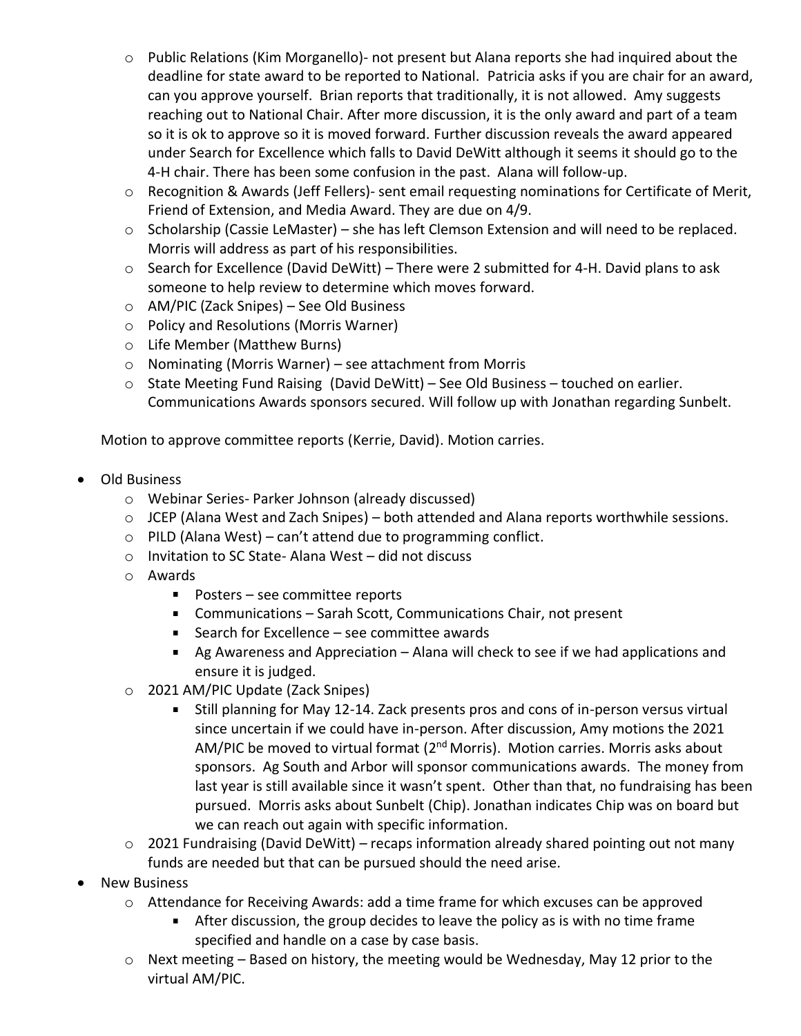- Public Relations (Kim Morganello)- not present but Alana reports she had inquired about the deadline for state award to be reported to National. Patricia asks if you are chair for an award, can you approve yourself. Brian reports that traditionally, it is not allowed. Amy suggests reaching out to National Chair. After more discussion, it is the only award and part of a team so it is ok to approve so it is moved forward. Further discussion reveals the award appeared under Search for Excellence which falls to David DeWitt although it seems it should go to the 4-H chair. There has been some confusion in the past. Alana will follow-up.
- Recognition & Awards (Jeff Fellers)- sent email requesting nominations for Certificate of Merit, Friend of Extension, and Media Award. They are due on 4/9.
- Scholarship (Cassie LeMaster) – she has left Clemson Extension and will need to be replaced. Morris will address as part of his responsibilities.
- Search for Excellence (David DeWitt) – There were 2 submitted for 4-H. David plans to ask someone to help review to determine which moves forward.
- AM/PIC (Zack Snipes) – See Old Business
- Policy and Resolutions (Morris Warner)
- Life Member (Matthew Burns)
- Nominating (Morris Warner) – see attachment from Morris
- State Meeting Fund Raising (David DeWitt) – See Old Business – touched on earlier. Communications Awards sponsors secured. Will follow up with Jonathan regarding Sunbelt.

Motion to approve committee reports (Kerrie, David). Motion carries.

- Old Business
  - Webinar Series- Parker Johnson (already discussed)
  - JCEP (Alana West and Zach Snipes) – both attended and Alana reports worthwhile sessions.
  - PILD (Alana West) – can't attend due to programming conflict.
  - Invitation to SC State- Alana West – did not discuss
  - Awards
    - Posters – see committee reports
    - Communications – Sarah Scott, Communications Chair, not present
    - Search for Excellence – see committee awards
    - Ag Awareness and Appreciation – Alana will check to see if we had applications and ensure it is judged.
  - 2021 AM/PIC Update (Zack Snipes)
    - Still planning for May 12-14. Zack presents pros and cons of in-person versus virtual since uncertain if we could have in-person. After discussion, Amy motions the 2021 AM/PIC be moved to virtual format (2nd Morris). Motion carries. Morris asks about sponsors. Ag South and Arbor will sponsor communications awards. The money from last year is still available since it wasn't spent. Other than that, no fundraising has been pursued. Morris asks about Sunbelt (Chip). Jonathan indicates Chip was on board but we can reach out again with specific information.
  - 2021 Fundraising (David DeWitt) – recaps information already shared pointing out not many funds are needed but that can be pursued should the need arise.
- New Business
  - Attendance for Receiving Awards: add a time frame for which excuses can be approved
    - After discussion, the group decides to leave the policy as is with no time frame specified and handle on a case by case basis.
  - Next meeting – Based on history, the meeting would be Wednesday, May 12 prior to the virtual AM/PIC.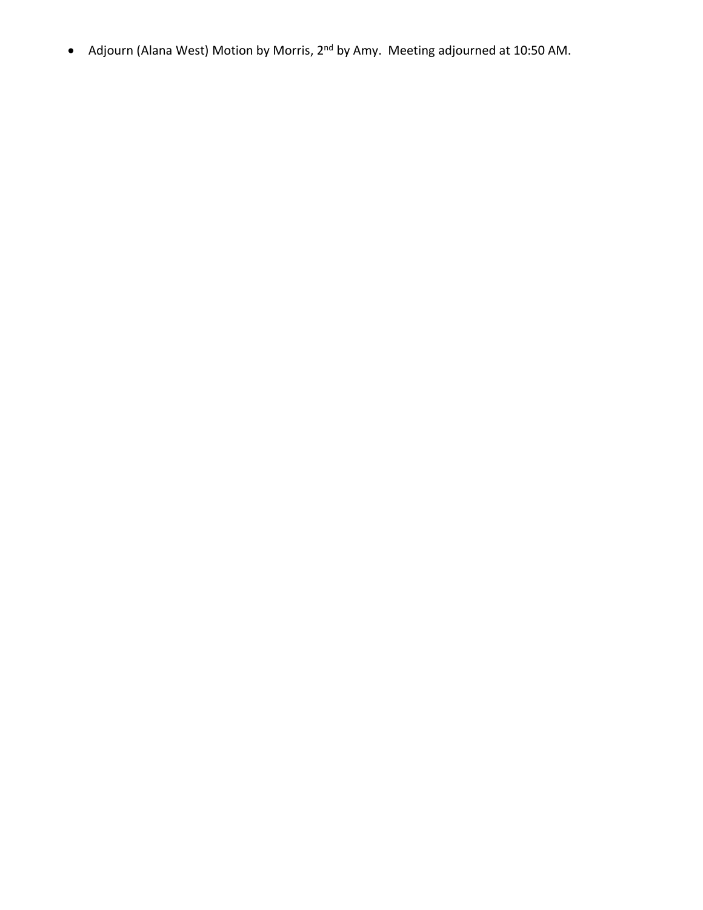- Adjourn (Alana West) Motion by Morris, 2nd by Amy.  Meeting adjourned at 10:50 AM.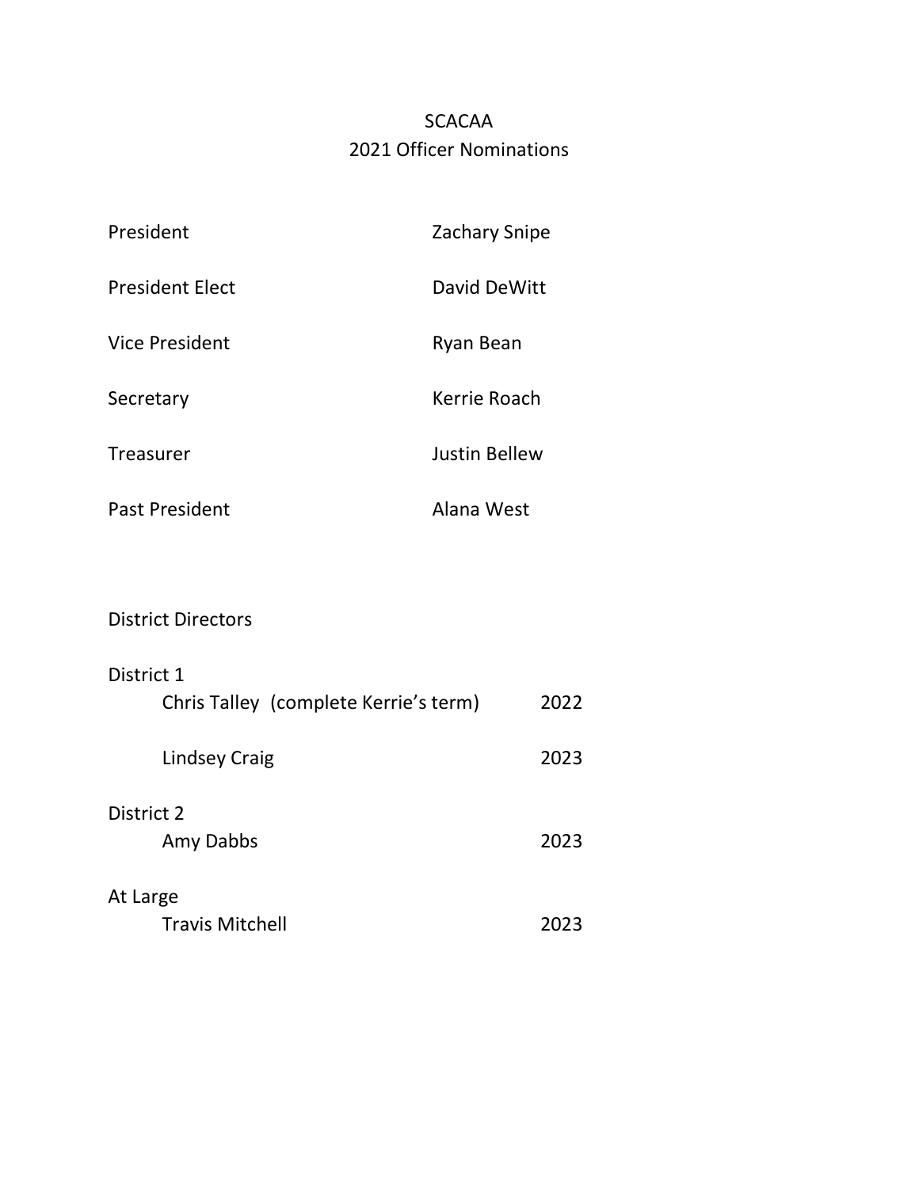# SCACAA
## 2021 Officer Nominations

| | |
|---|---|
| President | Zachary Snipe |
| President Elect | David DeWitt |
| Vice President | Ryan Bean |
| Secretary | Kerrie Roach |
| Treasurer | Justin Bellew |
| Past President | Alana West |

## District Directors

**District 1**

| | |
|---|---|
| Chris Talley (complete Kerrie's term) | 2022 |
| Lindsey Craig | 2023 |

**District 2**

| | |
|---|---|
| Amy Dabbs | 2023 |

**At Large**

| | |
|---|---|
| Travis Mitchell | 2023 |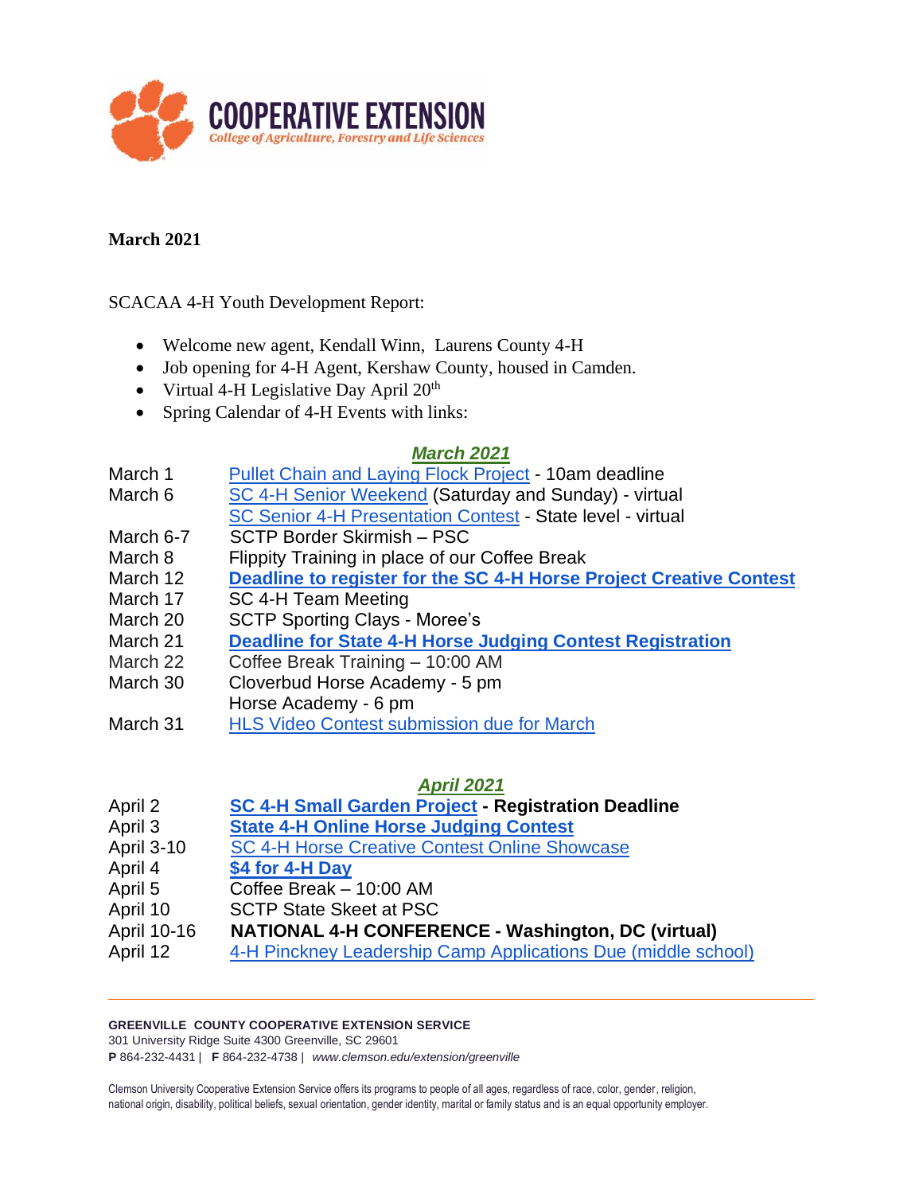**COOPERATIVE EXTENSION**
*College of Agriculture, Forestry and Life Sciences*

**March 2021**

SCACAA 4-H Youth Development Report:

- Welcome new agent, Kendall Winn, Laurens County 4-H
- Job opening for 4-H Agent, Kershaw County, housed in Camden.
- Virtual 4-H Legislative Day April 20th
- Spring Calendar of 4-H Events with links:

***March 2021***

| | |
|---|---|
| March 1 | Pullet Chain and Laying Flock Project - 10am deadline |
| March 6 | SC 4-H Senior Weekend (Saturday and Sunday) - virtual |
| | SC Senior 4-H Presentation Contest - State level - virtual |
| March 6-7 | SCTP Border Skirmish – PSC |
| March 8 | Flippity Training in place of our Coffee Break |
| March 12 | **Deadline to register for the SC 4-H Horse Project Creative Contest** |
| March 17 | SC 4-H Team Meeting |
| March 20 | SCTP Sporting Clays - Moree's |
| March 21 | **Deadline for State 4-H Horse Judging Contest Registration** |
| March 22 | Coffee Break Training – 10:00 AM |
| March 30 | Cloverbud Horse Academy - 5 pm |
| | Horse Academy - 6 pm |
| March 31 | HLS Video Contest submission due for March |

***April 2021***

| | |
|---|---|
| April 2 | **SC 4-H Small Garden Project - Registration Deadline** |
| April 3 | **State 4-H Online Horse Judging Contest** |
| April 3-10 | SC 4-H Horse Creative Contest Online Showcase |
| April 4 | **$4 for 4-H Day** |
| April 5 | Coffee Break – 10:00 AM |
| April 10 | SCTP State Skeet at PSC |
| April 10-16 | **NATIONAL 4-H CONFERENCE - Washington, DC (virtual)** |
| April 12 | 4-H Pinckney Leadership Camp Applications Due (middle school) |

**GREENVILLE COUNTY COOPERATIVE EXTENSION SERVICE**
301 University Ridge Suite 4300 Greenville, SC 29601
**P** 864-232-4431 | **F** 864-232-4738 | *www.clemson.edu/extension/greenville*

Clemson University Cooperative Extension Service offers its programs to people of all ages, regardless of race, color, gender, religion, national origin, disability, political beliefs, sexual orientation, gender identity, marital or family status and is an equal opportunity employer.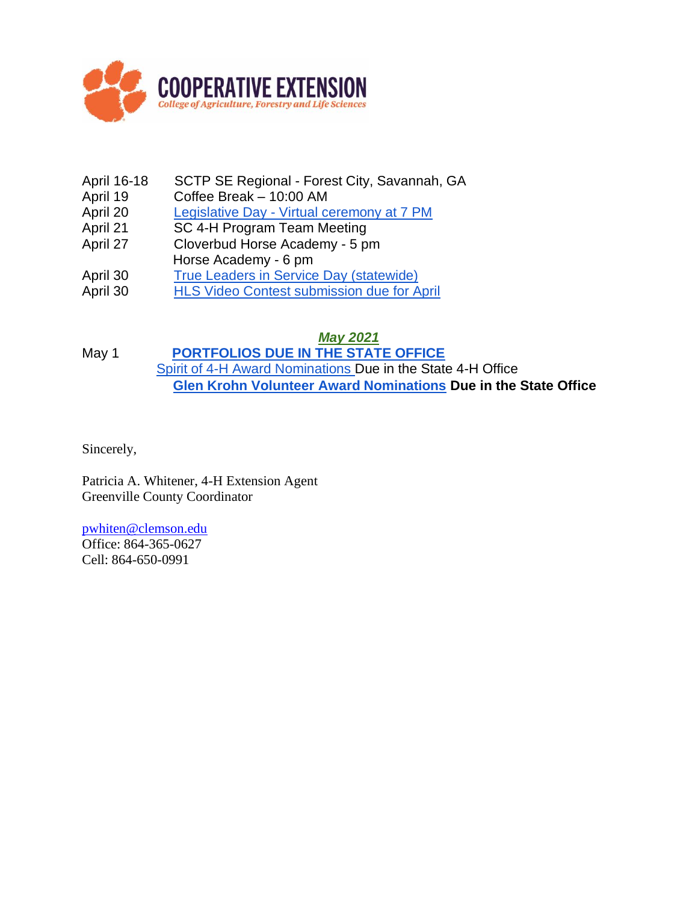**COOPERATIVE EXTENSION**
*College of Agriculture, Forestry and Life Sciences*

| | |
|---|---|
| April 16-18 | SCTP SE Regional - Forest City, Savannah, GA |
| April 19 | Coffee Break – 10:00 AM |
| April 20 | Legislative Day - Virtual ceremony at 7 PM |
| April 21 | SC 4-H Program Team Meeting |
| April 27 | Cloverbud Horse Academy - 5 pm |
| | Horse Academy - 6 pm |
| April 30 | True Leaders in Service Day (statewide) |
| April 30 | HLS Video Contest submission due for April |

***May 2021***

May 1 **PORTFOLIOS DUE IN THE STATE OFFICE**
Spirit of 4-H Award Nominations Due in the State 4-H Office
**Glen Krohn Volunteer Award Nominations Due in the State Office**

Sincerely,

Patricia A. Whitener, 4-H Extension Agent
Greenville County Coordinator

pwhiten@clemson.edu
Office: 864-365-0627
Cell: 864-650-0991